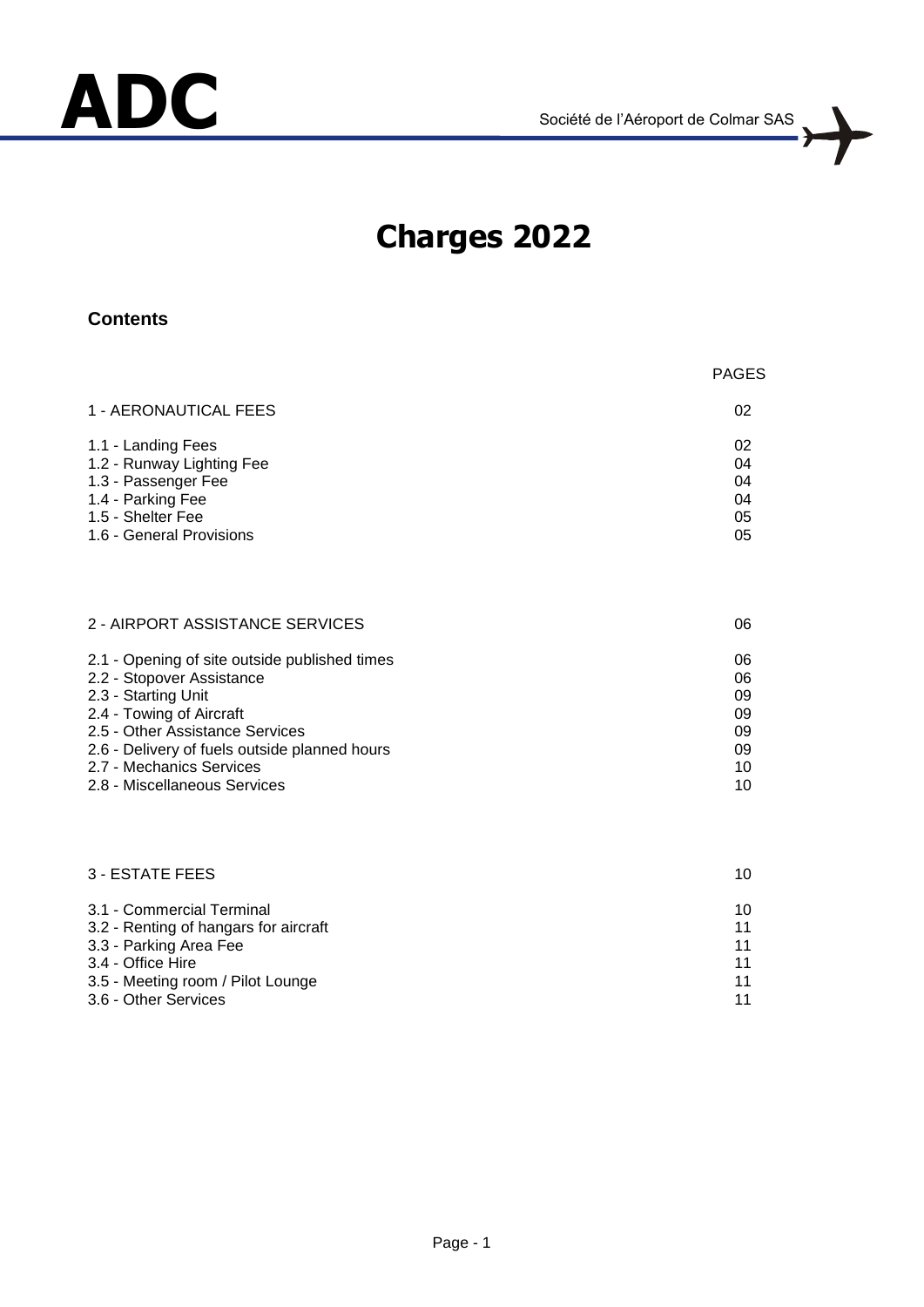ADC

Société de l'Aéroport de Colmar SAS

# Charges 2022

## Contents

| | PAGES |
|---|---|
| 1 - AERONAUTICAL FEES | 02 |
| 1.1 - Landing Fees | 02 |
| 1.2 - Runway Lighting Fee | 04 |
| 1.3 - Passenger Fee | 04 |
| 1.4 - Parking Fee | 04 |
| 1.5 - Shelter Fee | 05 |
| 1.6 - General Provisions | 05 |
| 2 - AIRPORT ASSISTANCE SERVICES | 06 |
| 2.1 - Opening of site outside published times | 06 |
| 2.2 - Stopover Assistance | 06 |
| 2.3 - Starting Unit | 09 |
| 2.4 - Towing of Aircraft | 09 |
| 2.5 - Other Assistance Services | 09 |
| 2.6 - Delivery of fuels outside planned hours | 09 |
| 2.7 - Mechanics Services | 10 |
| 2.8 - Miscellaneous Services | 10 |
| 3 - ESTATE FEES | 10 |
| 3.1 - Commercial Terminal | 10 |
| 3.2 - Renting of hangars for aircraft | 11 |
| 3.3 - Parking Area Fee | 11 |
| 3.4 - Office Hire | 11 |
| 3.5 - Meeting room / Pilot Lounge | 11 |
| 3.6 - Other Services | 11 |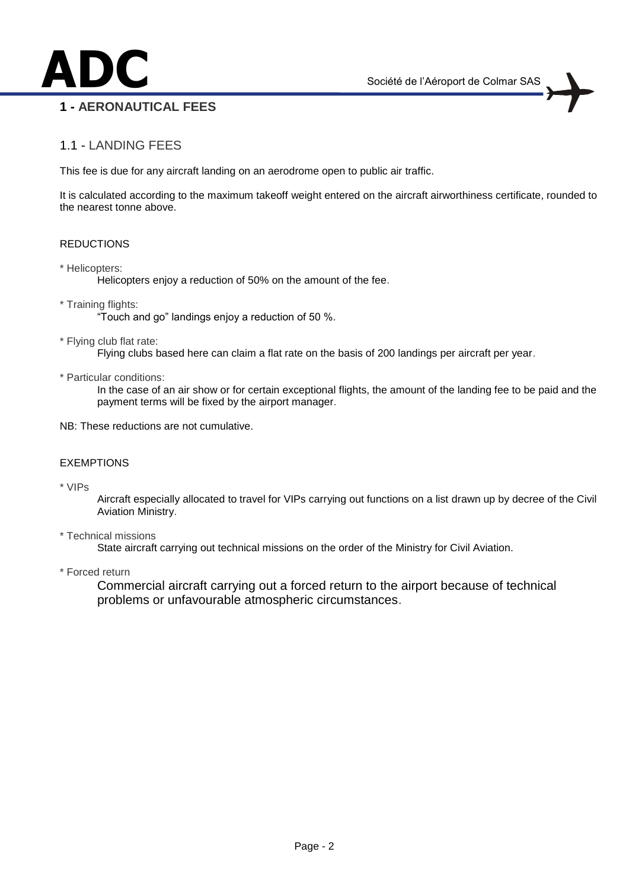## 1 - AERONAUTICAL FEES

### 1.1 - LANDING FEES

This fee is due for any aircraft landing on an aerodrome open to public air traffic.

It is calculated according to the maximum takeoff weight entered on the aircraft airworthiness certificate, rounded to the nearest tonne above.

#### REDUCTIONS

* Helicopters:
  Helicopters enjoy a reduction of 50% on the amount of the fee.

* Training flights:
  "Touch and go" landings enjoy a reduction of 50 %.

* Flying club flat rate:
  Flying clubs based here can claim a flat rate on the basis of 200 landings per aircraft per year.

* Particular conditions:
  In the case of an air show or for certain exceptional flights, the amount of the landing fee to be paid and the payment terms will be fixed by the airport manager.

NB: These reductions are not cumulative.

#### EXEMPTIONS

* VIPs
  Aircraft especially allocated to travel for VIPs carrying out functions on a list drawn up by decree of the Civil Aviation Ministry.

* Technical missions
  State aircraft carrying out technical missions on the order of the Ministry for Civil Aviation.

* Forced return
  Commercial aircraft carrying out a forced return to the airport because of technical problems or unfavourable atmospheric circumstances.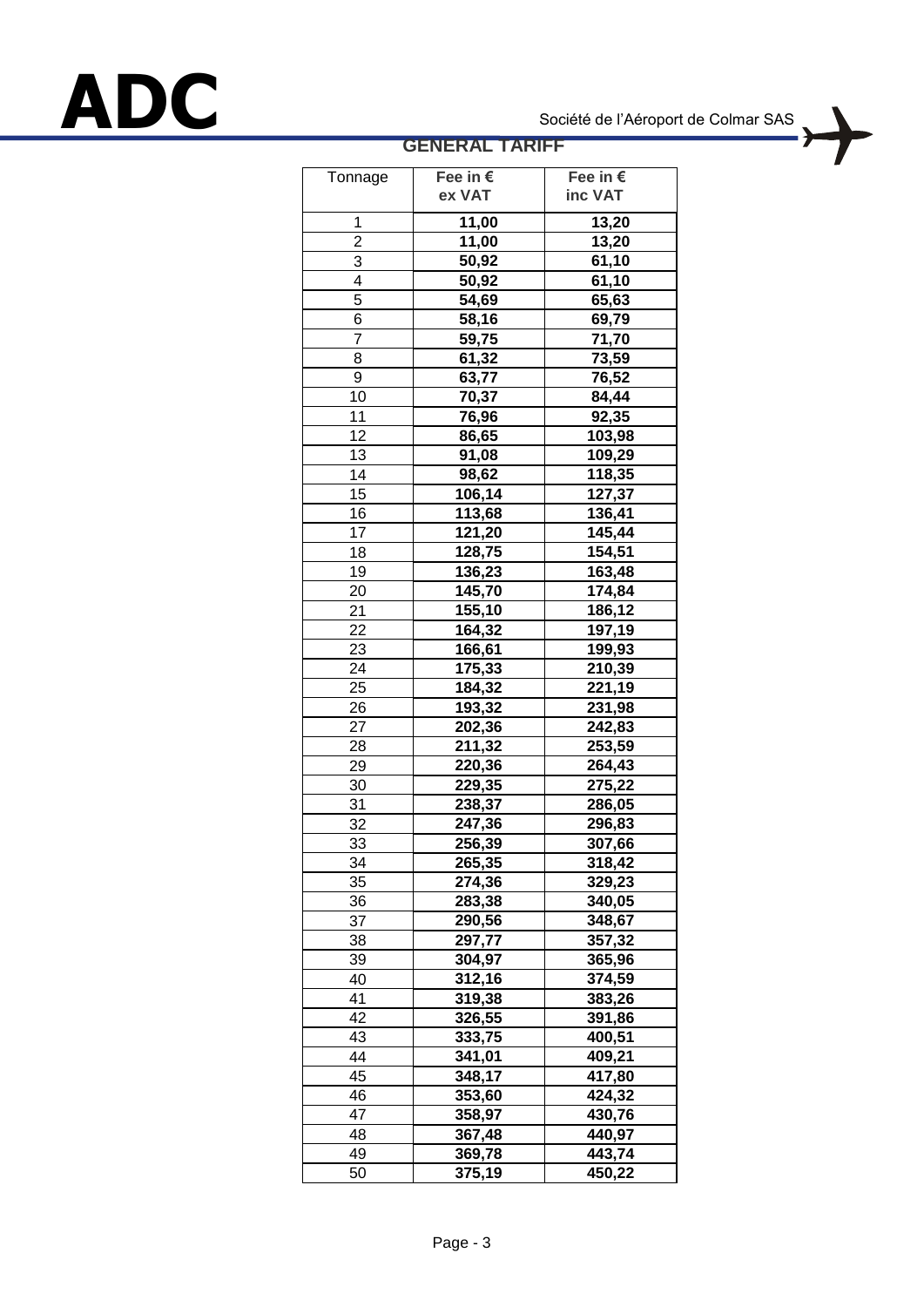# GENERAL TARIFF

| Tonnage | Fee in € ex VAT | Fee in € inc VAT |
|---|---|---|
| 1 | **11,00** | **13,20** |
| 2 | **11,00** | **13,20** |
| 3 | **50,92** | **61,10** |
| 4 | **50,92** | **61,10** |
| 5 | **54,69** | **65,63** |
| 6 | **58,16** | **69,79** |
| 7 | **59,75** | **71,70** |
| 8 | **61,32** | **73,59** |
| 9 | **63,77** | **76,52** |
| 10 | **70,37** | **84,44** |
| 11 | **76,96** | **92,35** |
| 12 | **86,65** | **103,98** |
| 13 | **91,08** | **109,29** |
| 14 | **98,62** | **118,35** |
| 15 | **106,14** | **127,37** |
| 16 | **113,68** | **136,41** |
| 17 | **121,20** | **145,44** |
| 18 | **128,75** | **154,51** |
| 19 | **136,23** | **163,48** |
| 20 | **145,70** | **174,84** |
| 21 | **155,10** | **186,12** |
| 22 | **164,32** | **197,19** |
| 23 | **166,61** | **199,93** |
| 24 | **175,33** | **210,39** |
| 25 | **184,32** | **221,19** |
| 26 | **193,32** | **231,98** |
| 27 | **202,36** | **242,83** |
| 28 | **211,32** | **253,59** |
| 29 | **220,36** | **264,43** |
| 30 | **229,35** | **275,22** |
| 31 | **238,37** | **286,05** |
| 32 | **247,36** | **296,83** |
| 33 | **256,39** | **307,66** |
| 34 | **265,35** | **318,42** |
| 35 | **274,36** | **329,23** |
| 36 | **283,38** | **340,05** |
| 37 | **290,56** | **348,67** |
| 38 | **297,77** | **357,32** |
| 39 | **304,97** | **365,96** |
| 40 | **312,16** | **374,59** |
| 41 | **319,38** | **383,26** |
| 42 | **326,55** | **391,86** |
| 43 | **333,75** | **400,51** |
| 44 | **341,01** | **409,21** |
| 45 | **348,17** | **417,80** |
| 46 | **353,60** | **424,32** |
| 47 | **358,97** | **430,76** |
| 48 | **367,48** | **440,97** |
| 49 | **369,78** | **443,74** |
| 50 | **375,19** | **450,22** |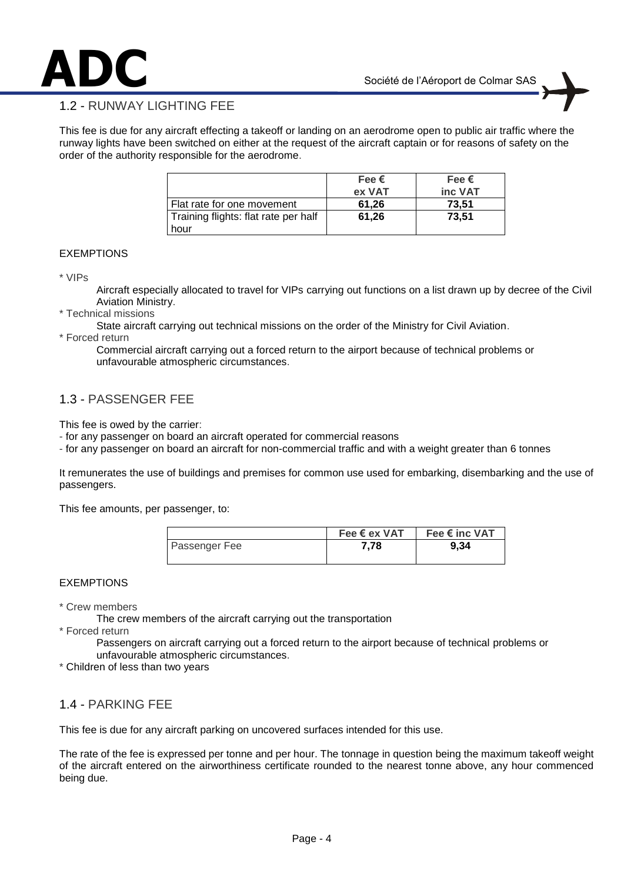## 1.2 - RUNWAY LIGHTING FEE

This fee is due for any aircraft effecting a takeoff or landing on an aerodrome open to public air traffic where the runway lights have been switched on either at the request of the aircraft captain or for reasons of safety on the order of the authority responsible for the aerodrome.

| | Fee € ex VAT | Fee € inc VAT |
|---|---|---|
| Flat rate for one movement | **61,26** | **73,51** |
| Training flights: flat rate per half hour | **61,26** | **73,51** |

EXEMPTIONS

* VIPs
  Aircraft especially allocated to travel for VIPs carrying out functions on a list drawn up by decree of the Civil Aviation Ministry.
* Technical missions
  State aircraft carrying out technical missions on the order of the Ministry for Civil Aviation.
* Forced return
  Commercial aircraft carrying out a forced return to the airport because of technical problems or unfavourable atmospheric circumstances.

## 1.3 - PASSENGER FEE

This fee is owed by the carrier:

- for any passenger on board an aircraft operated for commercial reasons
- for any passenger on board an aircraft for non-commercial traffic and with a weight greater than 6 tonnes

It remunerates the use of buildings and premises for common use used for embarking, disembarking and the use of passengers.

This fee amounts, per passenger, to:

| | Fee € ex VAT | Fee € inc VAT |
|---|---|---|
| Passenger Fee | **7,78** | **9,34** |

EXEMPTIONS

* Crew members
  The crew members of the aircraft carrying out the transportation
* Forced return
  Passengers on aircraft carrying out a forced return to the airport because of technical problems or unfavourable atmospheric circumstances.
* Children of less than two years

## 1.4 - PARKING FEE

This fee is due for any aircraft parking on uncovered surfaces intended for this use.

The rate of the fee is expressed per tonne and per hour. The tonnage in question being the maximum takeoff weight of the aircraft entered on the airworthiness certificate rounded to the nearest tonne above, any hour commenced being due.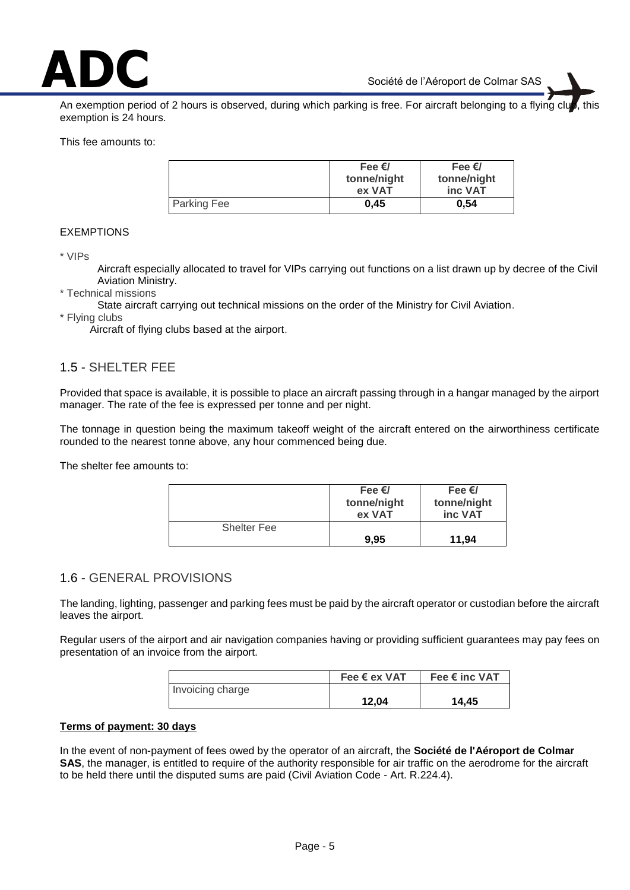An exemption period of 2 hours is observed, during which parking is free. For aircraft belonging to a flying club, this exemption is 24 hours.

This fee amounts to:

| | Fee €/ tonne/night ex VAT | Fee €/ tonne/night inc VAT |
|---|---|---|
| Parking Fee | **0,45** | **0,54** |

EXEMPTIONS

* VIPs
  Aircraft especially allocated to travel for VIPs carrying out functions on a list drawn up by decree of the Civil Aviation Ministry.
* Technical missions
  State aircraft carrying out technical missions on the order of the Ministry for Civil Aviation.
* Flying clubs
  Aircraft of flying clubs based at the airport.

## 1.5 - SHELTER FEE

Provided that space is available, it is possible to place an aircraft passing through in a hangar managed by the airport manager. The rate of the fee is expressed per tonne and per night.

The tonnage in question being the maximum takeoff weight of the aircraft entered on the airworthiness certificate rounded to the nearest tonne above, any hour commenced being due.

The shelter fee amounts to:

| | Fee €/ tonne/night ex VAT | Fee €/ tonne/night inc VAT |
|---|---|---|
| Shelter Fee | **9,95** | **11,94** |

## 1.6 - GENERAL PROVISIONS

The landing, lighting, passenger and parking fees must be paid by the aircraft operator or custodian before the aircraft leaves the airport.

Regular users of the airport and air navigation companies having or providing sufficient guarantees may pay fees on presentation of an invoice from the airport.

| | Fee € ex VAT | Fee € inc VAT |
|---|---|---|
| Invoicing charge | **12,04** | **14,45** |

**Terms of payment: 30 days**

In the event of non-payment of fees owed by the operator of an aircraft, the **Société de l'Aéroport de Colmar SAS**, the manager, is entitled to require of the authority responsible for air traffic on the aerodrome for the aircraft to be held there until the disputed sums are paid (Civil Aviation Code - Art. R.224.4).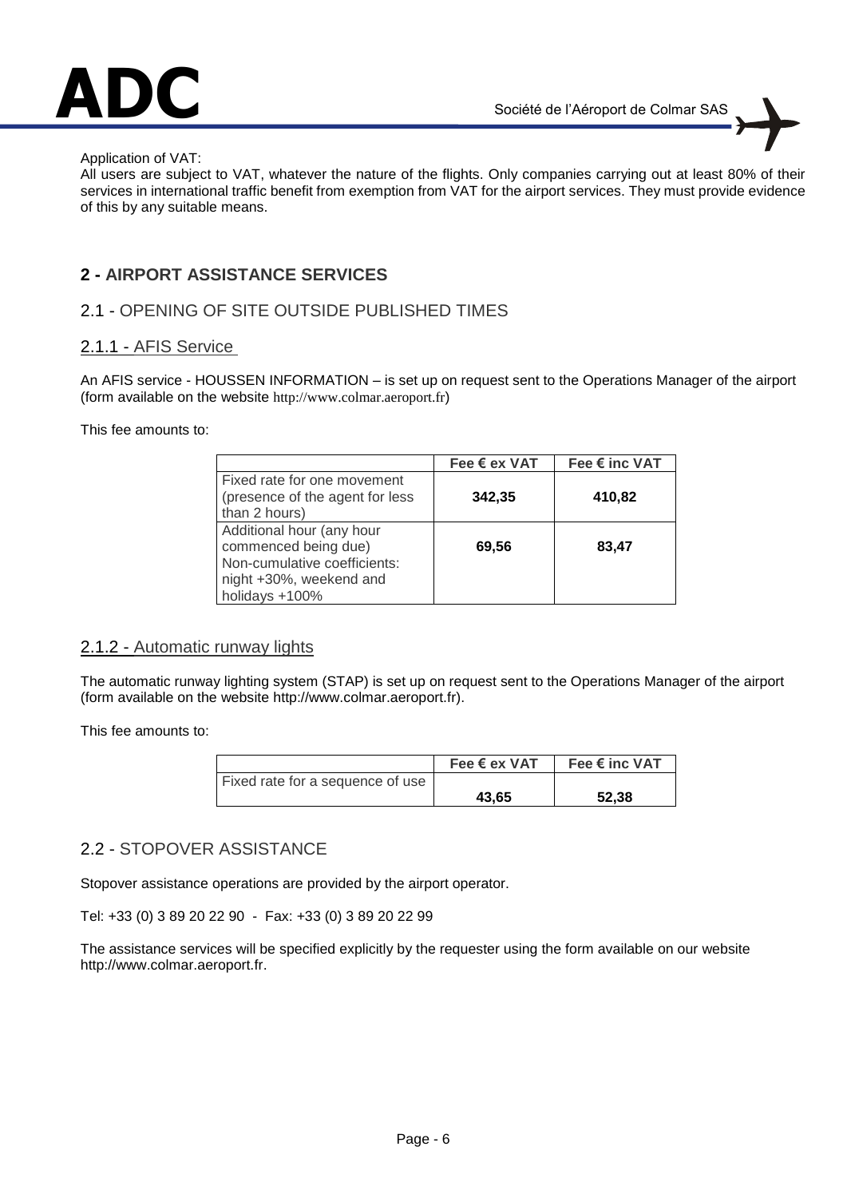Application of VAT:
All users are subject to VAT, whatever the nature of the flights. Only companies carrying out at least 80% of their services in international traffic benefit from exemption from VAT for the airport services. They must provide evidence of this by any suitable means.

## 2 - AIRPORT ASSISTANCE SERVICES

### 2.1 - OPENING OF SITE OUTSIDE PUBLISHED TIMES

#### 2.1.1 - AFIS Service

An AFIS service - HOUSSEN INFORMATION – is set up on request sent to the Operations Manager of the airport (form available on the website http://www.colmar.aeroport.fr)

This fee amounts to:

| | Fee € ex VAT | Fee € inc VAT |
|---|---|---|
| Fixed rate for one movement (presence of the agent for less than 2 hours) | **342,35** | **410,82** |
| Additional hour (any hour commenced being due) Non-cumulative coefficients: night +30%, weekend and holidays +100% | **69,56** | **83,47** |

#### 2.1.2 - Automatic runway lights

The automatic runway lighting system (STAP) is set up on request sent to the Operations Manager of the airport (form available on the website http://www.colmar.aeroport.fr).

This fee amounts to:

| | Fee € ex VAT | Fee € inc VAT |
|---|---|---|
| Fixed rate for a sequence of use | **43,65** | **52,38** |

### 2.2 - STOPOVER ASSISTANCE

Stopover assistance operations are provided by the airport operator.

Tel: +33 (0) 3 89 20 22 90 - Fax: +33 (0) 3 89 20 22 99

The assistance services will be specified explicitly by the requester using the form available on our website http://www.colmar.aeroport.fr.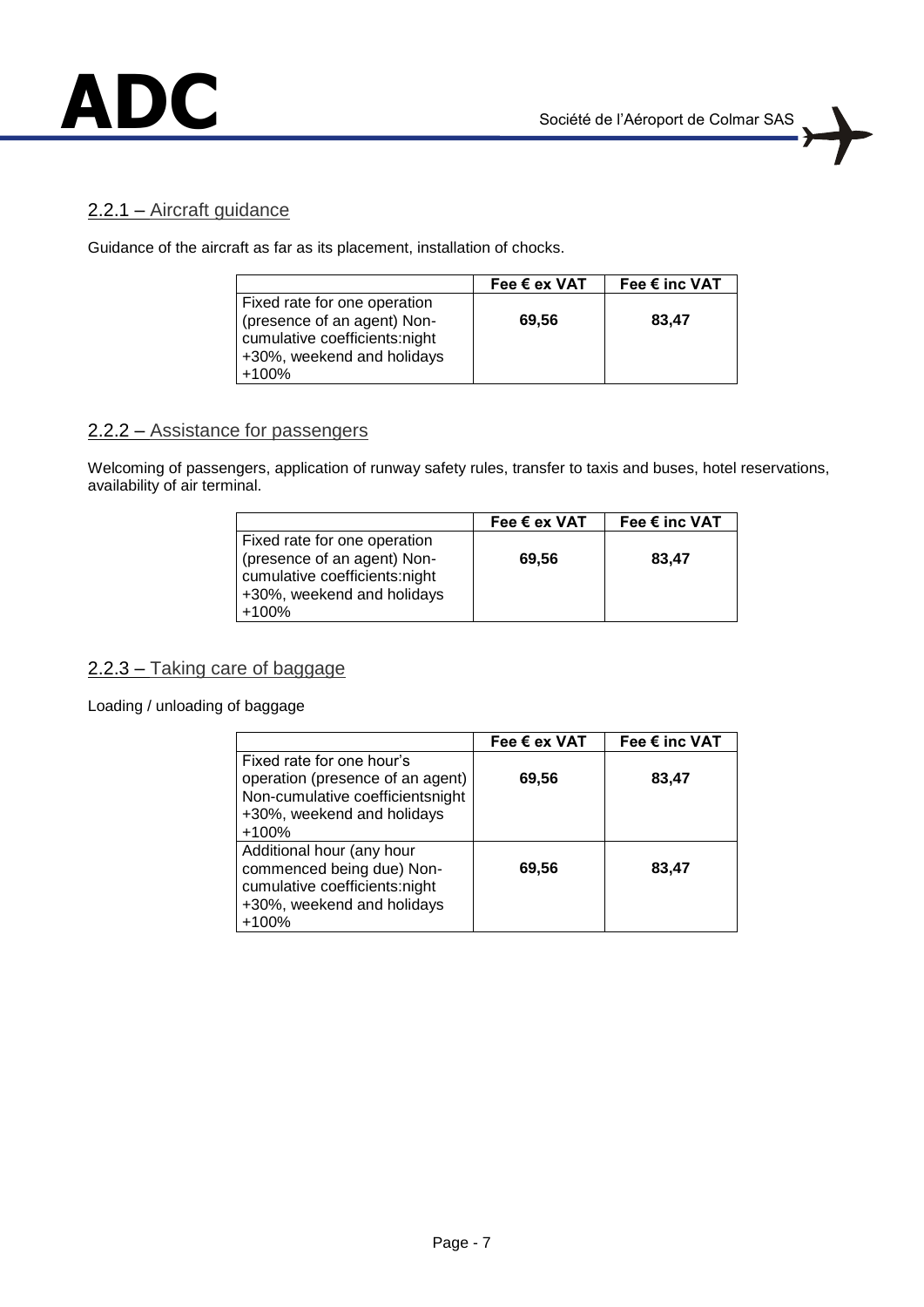### 2.2.1 – Aircraft guidance

Guidance of the aircraft as far as its placement, installation of chocks.

| | Fee € ex VAT | Fee € inc VAT |
|---|---|---|
| Fixed rate for one operation (presence of an agent) Non-cumulative coefficients:night +30%, weekend and holidays +100% | **69,56** | **83,47** |

### 2.2.2 – Assistance for passengers

Welcoming of passengers, application of runway safety rules, transfer to taxis and buses, hotel reservations, availability of air terminal.

| | Fee € ex VAT | Fee € inc VAT |
|---|---|---|
| Fixed rate for one operation (presence of an agent) Non-cumulative coefficients:night +30%, weekend and holidays +100% | **69,56** | **83,47** |

### 2.2.3 – Taking care of baggage

Loading / unloading of baggage

| | Fee € ex VAT | Fee € inc VAT |
|---|---|---|
| Fixed rate for one hour's operation (presence of an agent) Non-cumulative coefficientsnight +30%, weekend and holidays +100% | **69,56** | **83,47** |
| Additional hour (any hour commenced being due) Non-cumulative coefficients:night +30%, weekend and holidays +100% | **69,56** | **83,47** |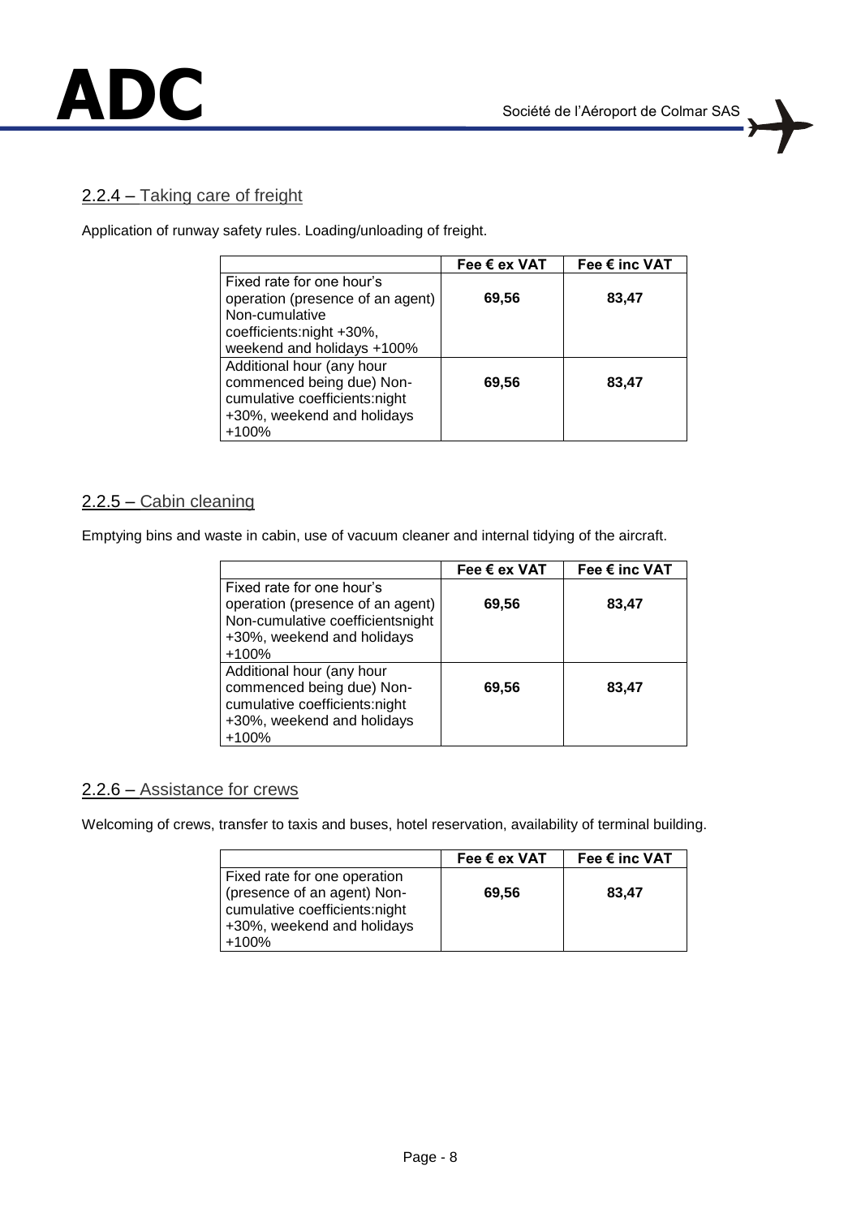## 2.2.4 – Taking care of freight

Application of runway safety rules. Loading/unloading of freight.

| | Fee € ex VAT | Fee € inc VAT |
|---|---|---|
| Fixed rate for one hour's operation (presence of an agent) Non-cumulative coefficients:night +30%, weekend and holidays +100% | **69,56** | **83,47** |
| Additional hour (any hour commenced being due) Non-cumulative coefficients:night +30%, weekend and holidays +100% | **69,56** | **83,47** |

## 2.2.5 – Cabin cleaning

Emptying bins and waste in cabin, use of vacuum cleaner and internal tidying of the aircraft.

| | Fee € ex VAT | Fee € inc VAT |
|---|---|---|
| Fixed rate for one hour's operation (presence of an agent) Non-cumulative coefficientsnight +30%, weekend and holidays +100% | **69,56** | **83,47** |
| Additional hour (any hour commenced being due) Non-cumulative coefficients:night +30%, weekend and holidays +100% | **69,56** | **83,47** |

## 2.2.6 – Assistance for crews

Welcoming of crews, transfer to taxis and buses, hotel reservation, availability of terminal building.

| | Fee € ex VAT | Fee € inc VAT |
|---|---|---|
| Fixed rate for one operation (presence of an agent) Non-cumulative coefficients:night +30%, weekend and holidays +100% | **69,56** | **83,47** |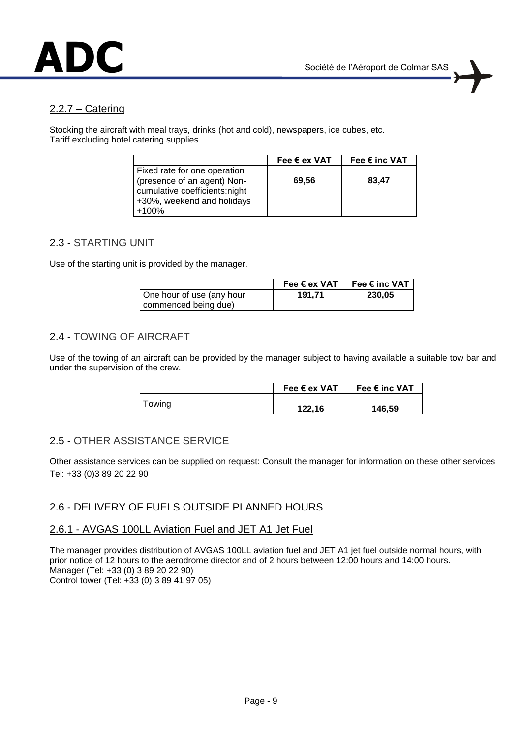### 2.2.7 – Catering

Stocking the aircraft with meal trays, drinks (hot and cold), newspapers, ice cubes, etc.
Tariff excluding hotel catering supplies.

| | Fee € ex VAT | Fee € inc VAT |
|---|---|---|
| Fixed rate for one operation (presence of an agent) Non-cumulative coefficients:night +30%, weekend and holidays +100% | **69,56** | **83,47** |

## 2.3 - STARTING UNIT

Use of the starting unit is provided by the manager.

| | Fee € ex VAT | Fee € inc VAT |
|---|---|---|
| One hour of use (any hour commenced being due) | **191,71** | **230,05** |

## 2.4 - TOWING OF AIRCRAFT

Use of the towing of an aircraft can be provided by the manager subject to having available a suitable tow bar and under the supervision of the crew.

| | Fee € ex VAT | Fee € inc VAT |
|---|---|---|
| Towing | **122,16** | **146,59** |

## 2.5 - OTHER ASSISTANCE SERVICE

Other assistance services can be supplied on request: Consult the manager for information on these other services Tel: +33 (0)3 89 20 22 90

## 2.6 - DELIVERY OF FUELS OUTSIDE PLANNED HOURS

### 2.6.1 - AVGAS 100LL Aviation Fuel and JET A1 Jet Fuel

The manager provides distribution of AVGAS 100LL aviation fuel and JET A1 jet fuel outside normal hours, with prior notice of 12 hours to the aerodrome director and of 2 hours between 12:00 hours and 14:00 hours.
Manager (Tel: +33 (0) 3 89 20 22 90)
Control tower (Tel: +33 (0) 3 89 41 97 05)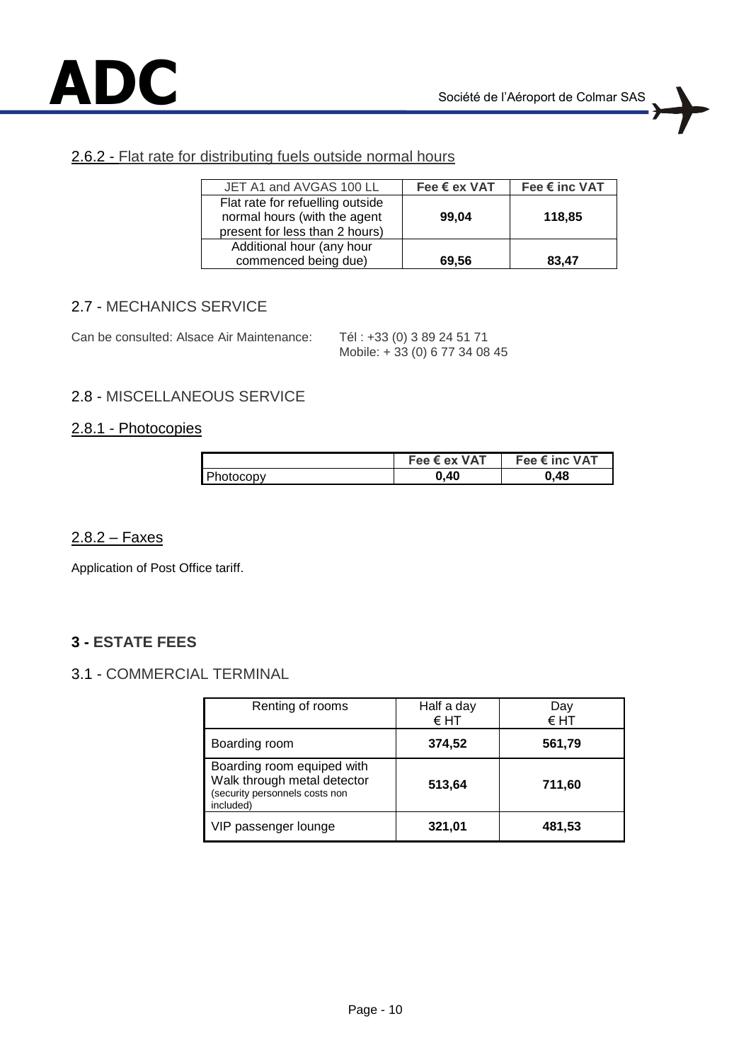### 2.6.2 - Flat rate for distributing fuels outside normal hours

| JET A1 and AVGAS 100 LL | Fee € ex VAT | Fee € inc VAT |
|---|---|---|
| Flat rate for refuelling outside normal hours (with the agent present for less than 2 hours) | **99,04** | **118,85** |
| Additional hour (any hour commenced being due) | **69,56** | **83,47** |

## 2.7 - MECHANICS SERVICE

Can be consulted: Alsace Air Maintenance: Tél : +33 (0) 3 89 24 51 71
Mobile: + 33 (0) 6 77 34 08 45

## 2.8 - MISCELLANEOUS SERVICE

### 2.8.1 - Photocopies

| | Fee € ex VAT | Fee € inc VAT |
|---|---|---|
| Photocopy | **0,40** | **0,48** |

### 2.8.2 – Faxes

Application of Post Office tariff.

# 3 - ESTATE FEES

## 3.1 - COMMERCIAL TERMINAL

| Renting of rooms | Half a day € HT | Day € HT |
|---|---|---|
| Boarding room | **374,52** | **561,79** |
| Boarding room equiped with Walk through metal detector (security personnels costs non included) | **513,64** | **711,60** |
| VIP passenger lounge | **321,01** | **481,53** |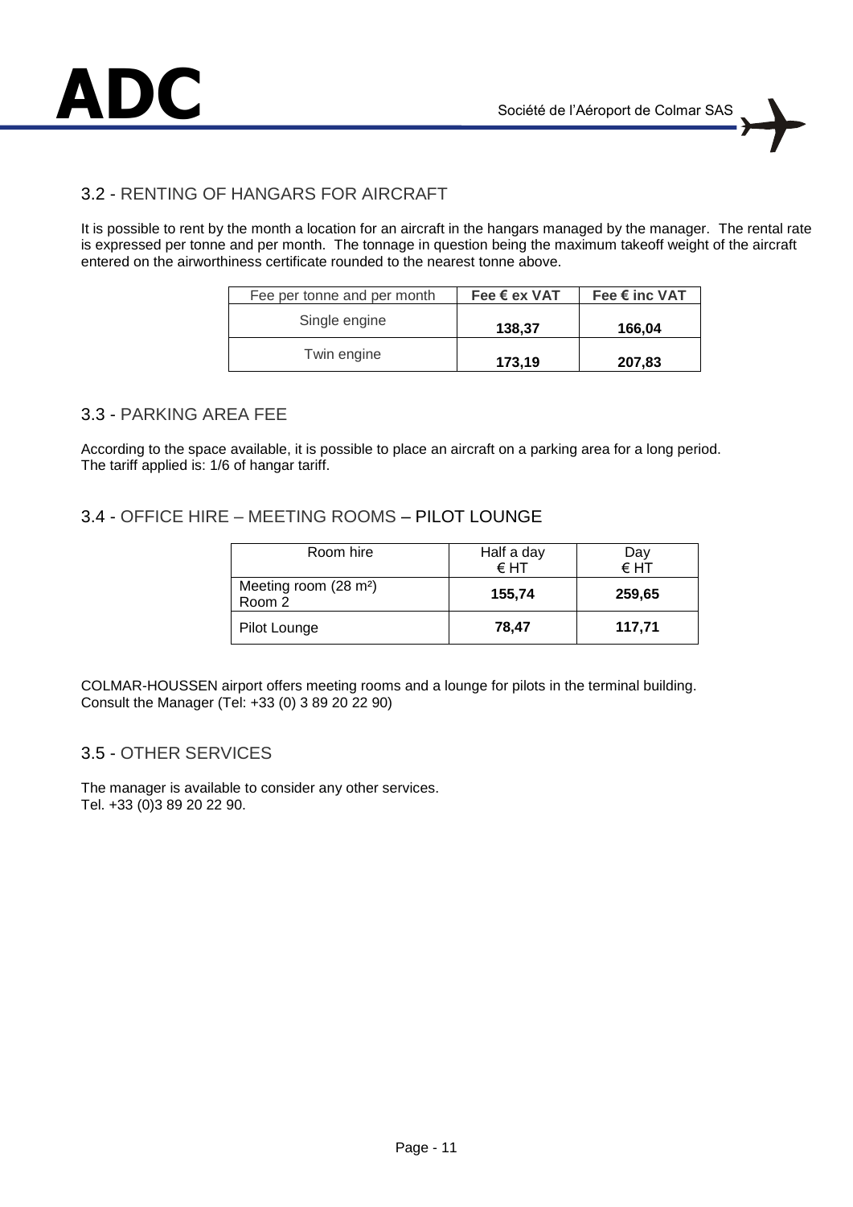## 3.2 - RENTING OF HANGARS FOR AIRCRAFT

It is possible to rent by the month a location for an aircraft in the hangars managed by the manager. The rental rate is expressed per tonne and per month. The tonnage in question being the maximum takeoff weight of the aircraft entered on the airworthiness certificate rounded to the nearest tonne above.

| Fee per tonne and per month | **Fee € ex VAT** | **Fee € inc VAT** |
|---|---|---|
| Single engine | **138,37** | **166,04** |
| Twin engine | **173,19** | **207,83** |

## 3.3 - PARKING AREA FEE

According to the space available, it is possible to place an aircraft on a parking area for a long period.
The tariff applied is: 1/6 of hangar tariff.

## 3.4 - OFFICE HIRE – MEETING ROOMS – PILOT LOUNGE

| Room hire | Half a day € HT | Day € HT |
|---|---|---|
| Meeting room (28 m²) Room 2 | **155,74** | **259,65** |
| Pilot Lounge | **78,47** | **117,71** |

COLMAR-HOUSSEN airport offers meeting rooms and a lounge for pilots in the terminal building.
Consult the Manager (Tel: +33 (0) 3 89 20 22 90)

## 3.5 - OTHER SERVICES

The manager is available to consider any other services.
Tel. +33 (0)3 89 20 22 90.